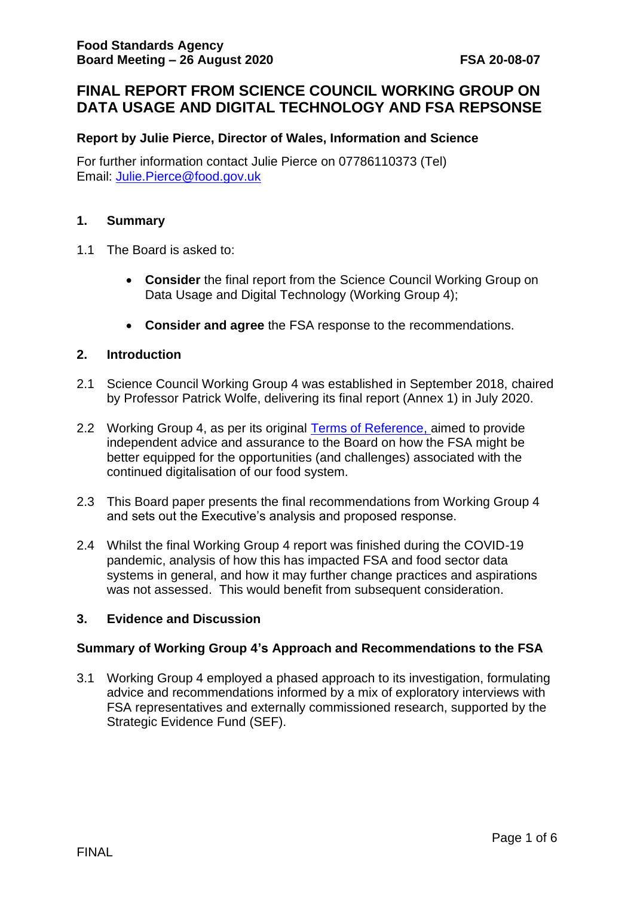**Food Standards Agency**
**Board Meeting – 26 August 2020** **FSA 20-08-07**

# FINAL REPORT FROM SCIENCE COUNCIL WORKING GROUP ON DATA USAGE AND DIGITAL TECHNOLOGY AND FSA REPSONSE

**Report by Julie Pierce, Director of Wales, Information and Science**

For further information contact Julie Pierce on 07786110373 (Tel)
Email: Julie.Pierce@food.gov.uk

## 1. Summary

1.1 The Board is asked to:

- **Consider** the final report from the Science Council Working Group on Data Usage and Digital Technology (Working Group 4);
- **Consider and agree** the FSA response to the recommendations.

## 2. Introduction

2.1 Science Council Working Group 4 was established in September 2018, chaired by Professor Patrick Wolfe, delivering its final report (Annex 1) in July 2020.

2.2 Working Group 4, as per its original Terms of Reference, aimed to provide independent advice and assurance to the Board on how the FSA might be better equipped for the opportunities (and challenges) associated with the continued digitalisation of our food system.

2.3 This Board paper presents the final recommendations from Working Group 4 and sets out the Executive's analysis and proposed response.

2.4 Whilst the final Working Group 4 report was finished during the COVID-19 pandemic, analysis of how this has impacted FSA and food sector data systems in general, and how it may further change practices and aspirations was not assessed. This would benefit from subsequent consideration.

## 3. Evidence and Discussion

### Summary of Working Group 4's Approach and Recommendations to the FSA

3.1 Working Group 4 employed a phased approach to its investigation, formulating advice and recommendations informed by a mix of exploratory interviews with FSA representatives and externally commissioned research, supported by the Strategic Evidence Fund (SEF).

FINAL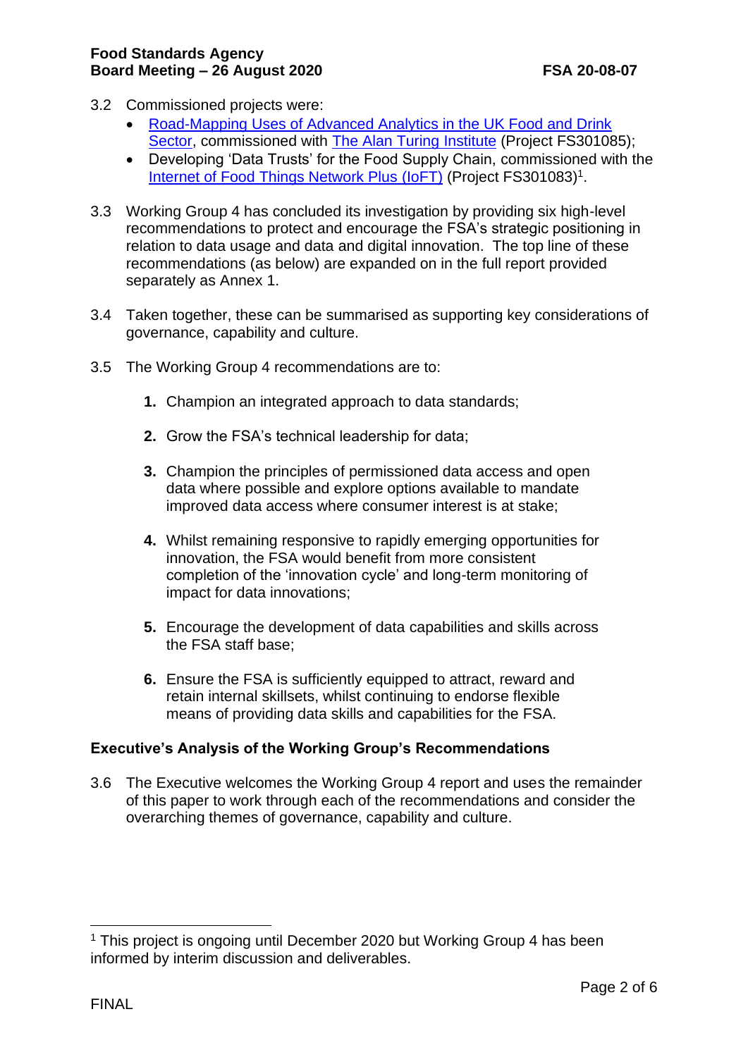3.2 Commissioned projects were:

- Road-Mapping Uses of Advanced Analytics in the UK Food and Drink Sector, commissioned with The Alan Turing Institute (Project FS301085);
- Developing 'Data Trusts' for the Food Supply Chain, commissioned with the Internet of Food Things Network Plus (IoFT) (Project FS301083)[1].

3.3 Working Group 4 has concluded its investigation by providing six high-level recommendations to protect and encourage the FSA's strategic positioning in relation to data usage and data and digital innovation. The top line of these recommendations (as below) are expanded on in the full report provided separately as Annex 1.

3.4 Taken together, these can be summarised as supporting key considerations of governance, capability and culture.

3.5 The Working Group 4 recommendations are to:

1. Champion an integrated approach to data standards;
2. Grow the FSA's technical leadership for data;
3. Champion the principles of permissioned data access and open data where possible and explore options available to mandate improved data access where consumer interest is at stake;
4. Whilst remaining responsive to rapidly emerging opportunities for innovation, the FSA would benefit from more consistent completion of the 'innovation cycle' and long-term monitoring of impact for data innovations;
5. Encourage the development of data capabilities and skills across the FSA staff base;
6. Ensure the FSA is sufficiently equipped to attract, reward and retain internal skillsets, whilst continuing to endorse flexible means of providing data skills and capabilities for the FSA.

**Executive's Analysis of the Working Group's Recommendations**

3.6 The Executive welcomes the Working Group 4 report and uses the remainder of this paper to work through each of the recommendations and consider the overarching themes of governance, capability and culture.

[1] This project is ongoing until December 2020 but Working Group 4 has been informed by interim discussion and deliverables.

FINAL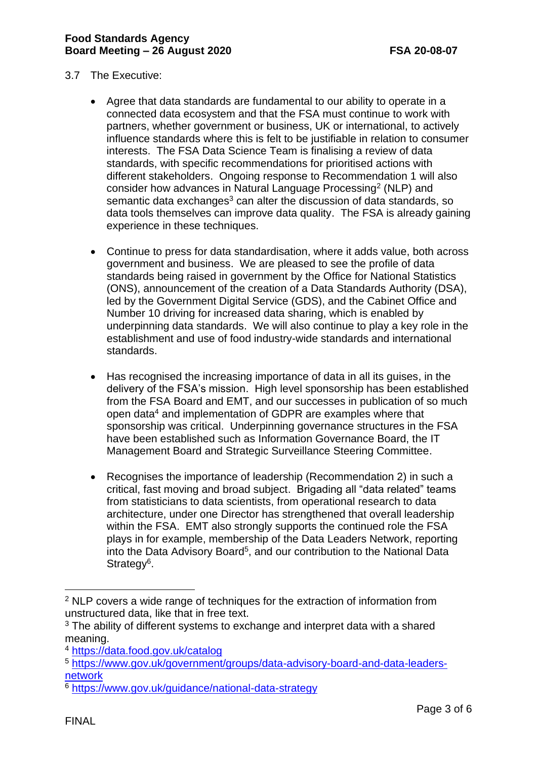3.7 The Executive:

- Agree that data standards are fundamental to our ability to operate in a connected data ecosystem and that the FSA must continue to work with partners, whether government or business, UK or international, to actively influence standards where this is felt to be justifiable in relation to consumer interests. The FSA Data Science Team is finalising a review of data standards, with specific recommendations for prioritised actions with different stakeholders. Ongoing response to Recommendation 1 will also consider how advances in Natural Language Processing[2] (NLP) and semantic data exchanges[3] can alter the discussion of data standards, so data tools themselves can improve data quality. The FSA is already gaining experience in these techniques.

- Continue to press for data standardisation, where it adds value, both across government and business. We are pleased to see the profile of data standards being raised in government by the Office for National Statistics (ONS), announcement of the creation of a Data Standards Authority (DSA), led by the Government Digital Service (GDS), and the Cabinet Office and Number 10 driving for increased data sharing, which is enabled by underpinning data standards. We will also continue to play a key role in the establishment and use of food industry-wide standards and international standards.

- Has recognised the increasing importance of data in all its guises, in the delivery of the FSA's mission. High level sponsorship has been established from the FSA Board and EMT, and our successes in publication of so much open data[4] and implementation of GDPR are examples where that sponsorship was critical. Underpinning governance structures in the FSA have been established such as Information Governance Board, the IT Management Board and Strategic Surveillance Steering Committee.

- Recognises the importance of leadership (Recommendation 2) in such a critical, fast moving and broad subject. Brigading all "data related" teams from statisticians to data scientists, from operational research to data architecture, under one Director has strengthened that overall leadership within the FSA. EMT also strongly supports the continued role the FSA plays in for example, membership of the Data Leaders Network, reporting into the Data Advisory Board[5], and our contribution to the National Data Strategy[6].

---

[2] NLP covers a wide range of techniques for the extraction of information from unstructured data, like that in free text.

[3] The ability of different systems to exchange and interpret data with a shared meaning.

[4] https://data.food.gov.uk/catalog

[5] https://www.gov.uk/government/groups/data-advisory-board-and-data-leaders-network

[6] https://www.gov.uk/guidance/national-data-strategy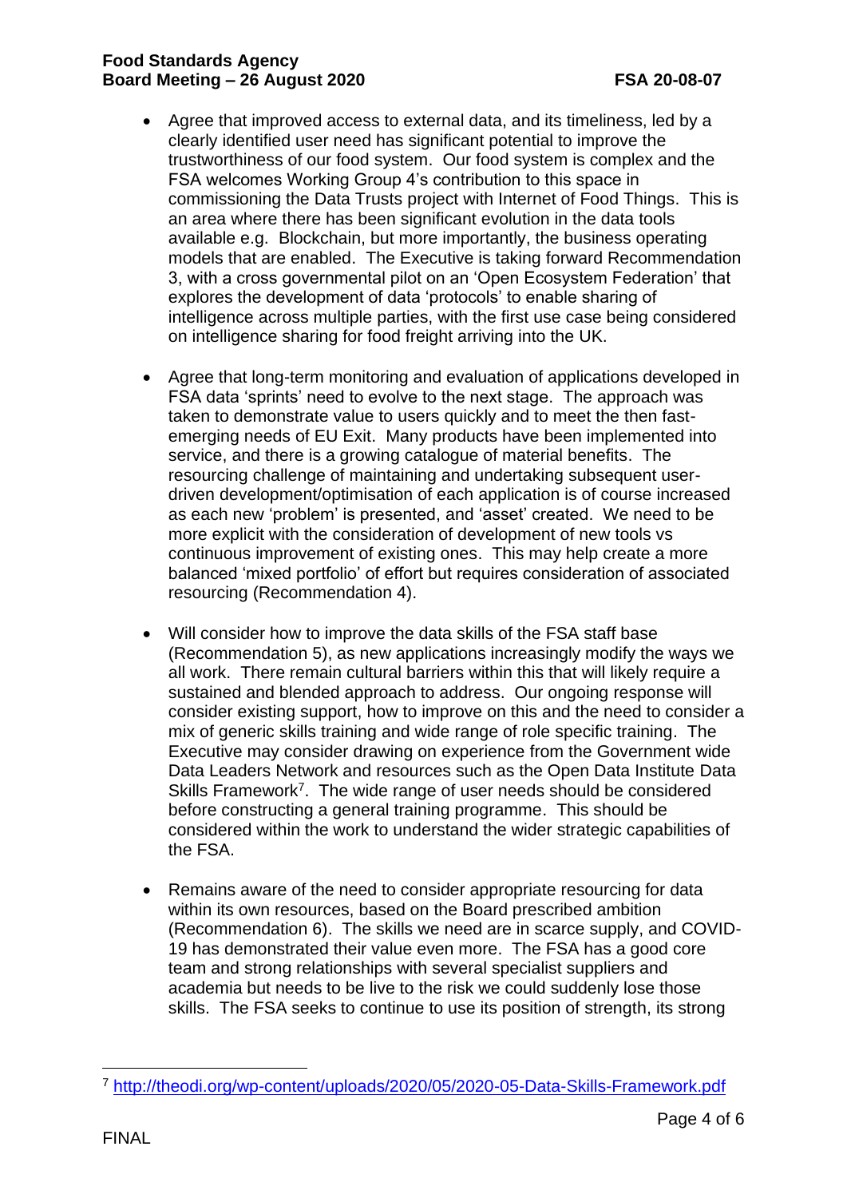- Agree that improved access to external data, and its timeliness, led by a clearly identified user need has significant potential to improve the trustworthiness of our food system. Our food system is complex and the FSA welcomes Working Group 4's contribution to this space in commissioning the Data Trusts project with Internet of Food Things. This is an area where there has been significant evolution in the data tools available e.g. Blockchain, but more importantly, the business operating models that are enabled. The Executive is taking forward Recommendation 3, with a cross governmental pilot on an 'Open Ecosystem Federation' that explores the development of data 'protocols' to enable sharing of intelligence across multiple parties, with the first use case being considered on intelligence sharing for food freight arriving into the UK.

- Agree that long-term monitoring and evaluation of applications developed in FSA data 'sprints' need to evolve to the next stage. The approach was taken to demonstrate value to users quickly and to meet the then fast-emerging needs of EU Exit. Many products have been implemented into service, and there is a growing catalogue of material benefits. The resourcing challenge of maintaining and undertaking subsequent user-driven development/optimisation of each application is of course increased as each new 'problem' is presented, and 'asset' created. We need to be more explicit with the consideration of development of new tools vs continuous improvement of existing ones. This may help create a more balanced 'mixed portfolio' of effort but requires consideration of associated resourcing (Recommendation 4).

- Will consider how to improve the data skills of the FSA staff base (Recommendation 5), as new applications increasingly modify the ways we all work. There remain cultural barriers within this that will likely require a sustained and blended approach to address. Our ongoing response will consider existing support, how to improve on this and the need to consider a mix of generic skills training and wide range of role specific training. The Executive may consider drawing on experience from the Government wide Data Leaders Network and resources such as the Open Data Institute Data Skills Framework[7]. The wide range of user needs should be considered before constructing a general training programme. This should be considered within the work to understand the wider strategic capabilities of the FSA.

- Remains aware of the need to consider appropriate resourcing for data within its own resources, based on the Board prescribed ambition (Recommendation 6). The skills we need are in scarce supply, and COVID-19 has demonstrated their value even more. The FSA has a good core team and strong relationships with several specialist suppliers and academia but needs to be live to the risk we could suddenly lose those skills. The FSA seeks to continue to use its position of strength, its strong

[7] http://theodi.org/wp-content/uploads/2020/05/2020-05-Data-Skills-Framework.pdf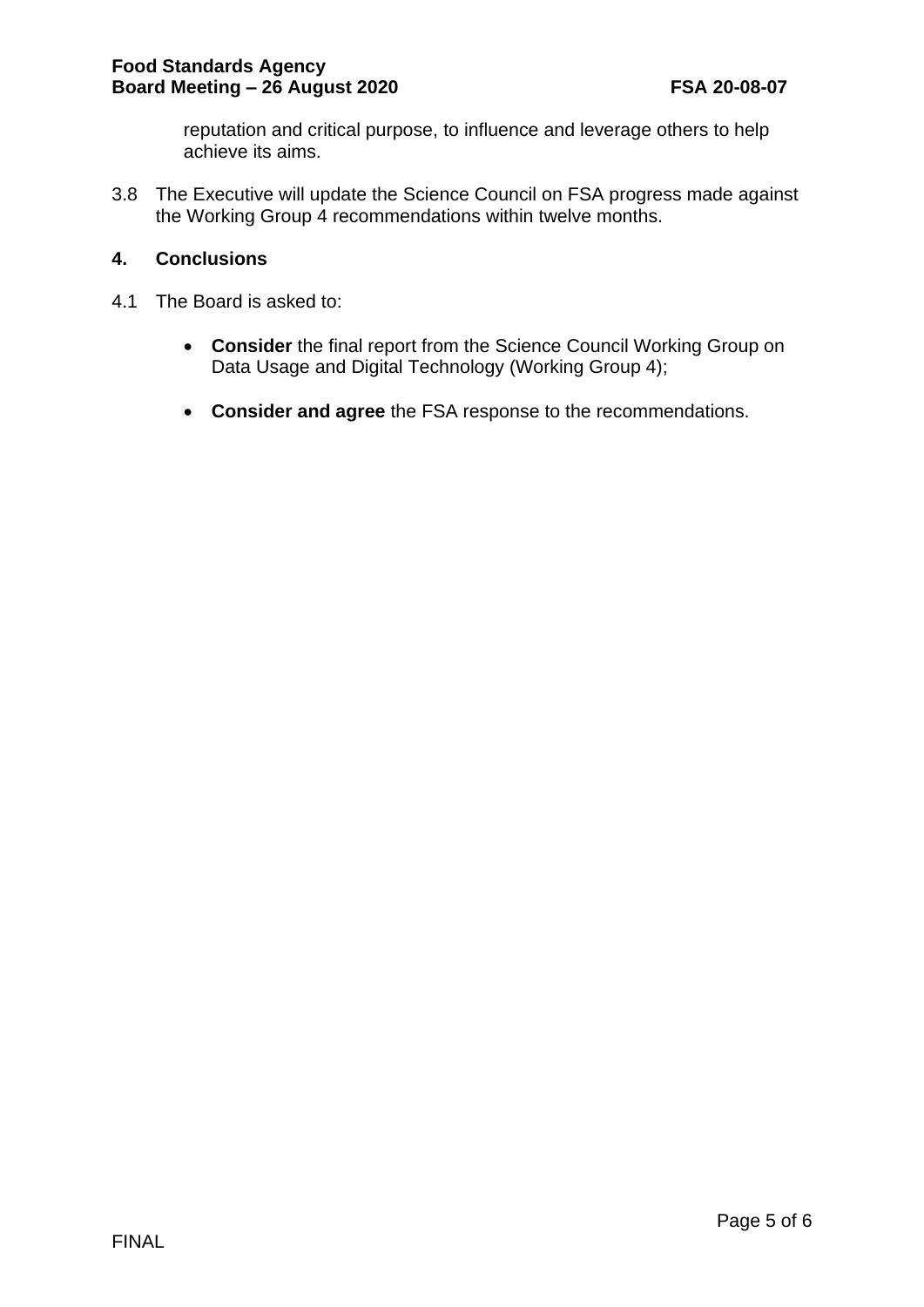reputation and critical purpose, to influence and leverage others to help achieve its aims.

3.8 The Executive will update the Science Council on FSA progress made against the Working Group 4 recommendations within twelve months.

## 4. Conclusions

4.1 The Board is asked to:

- **Consider** the final report from the Science Council Working Group on Data Usage and Digital Technology (Working Group 4);

- **Consider and agree** the FSA response to the recommendations.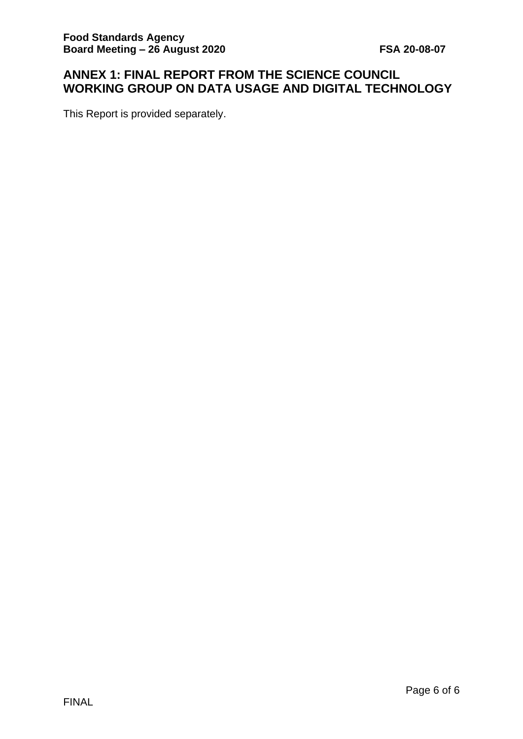# ANNEX 1: FINAL REPORT FROM THE SCIENCE COUNCIL WORKING GROUP ON DATA USAGE AND DIGITAL TECHNOLOGY

This Report is provided separately.